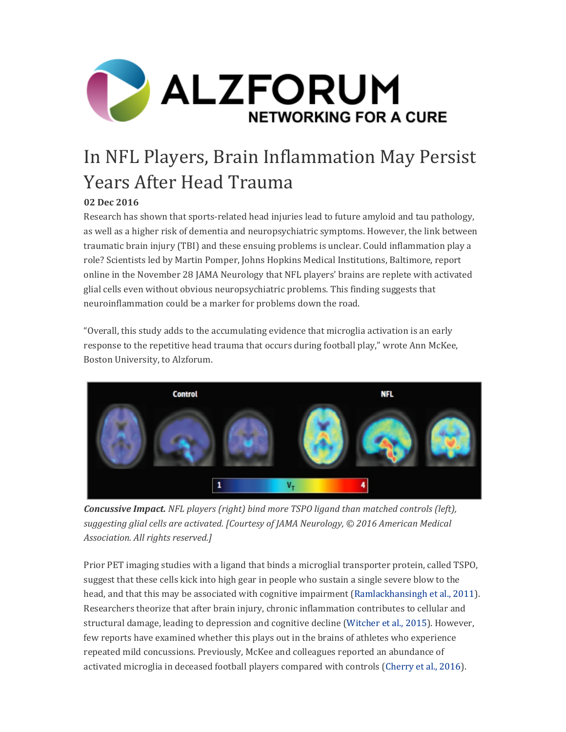# In NFL Players, Brain Inflammation May Persist Years After Head Trauma

**02 Dec 2016**

Research has shown that sports-related head injuries lead to future amyloid and tau pathology, as well as a higher risk of dementia and neuropsychiatric symptoms. However, the link between traumatic brain injury (TBI) and these ensuing problems is unclear. Could inflammation play a role? Scientists led by Martin Pomper, Johns Hopkins Medical Institutions, Baltimore, report online in the November 28 JAMA Neurology that NFL players' brains are replete with activated glial cells even without obvious neuropsychiatric problems. This finding suggests that neuroinflammation could be a marker for problems down the road.

"Overall, this study adds to the accumulating evidence that microglia activation is an early response to the repetitive head trauma that occurs during football play," wrote Ann McKee, Boston University, to Alzforum.

***Concussive Impact.*** *NFL players (right) bind more TSPO ligand than matched controls (left), suggesting glial cells are activated. [Courtesy of JAMA Neurology, © 2016 American Medical Association. All rights reserved.]*

Prior PET imaging studies with a ligand that binds a microglial transporter protein, called TSPO, suggest that these cells kick into high gear in people who sustain a single severe blow to the head, and that this may be associated with cognitive impairment (Ramlackhansingh et al., 2011). Researchers theorize that after brain injury, chronic inflammation contributes to cellular and structural damage, leading to depression and cognitive decline (Witcher et al., 2015). However, few reports have examined whether this plays out in the brains of athletes who experience repeated mild concussions. Previously, McKee and colleagues reported an abundance of activated microglia in deceased football players compared with controls (Cherry et al., 2016).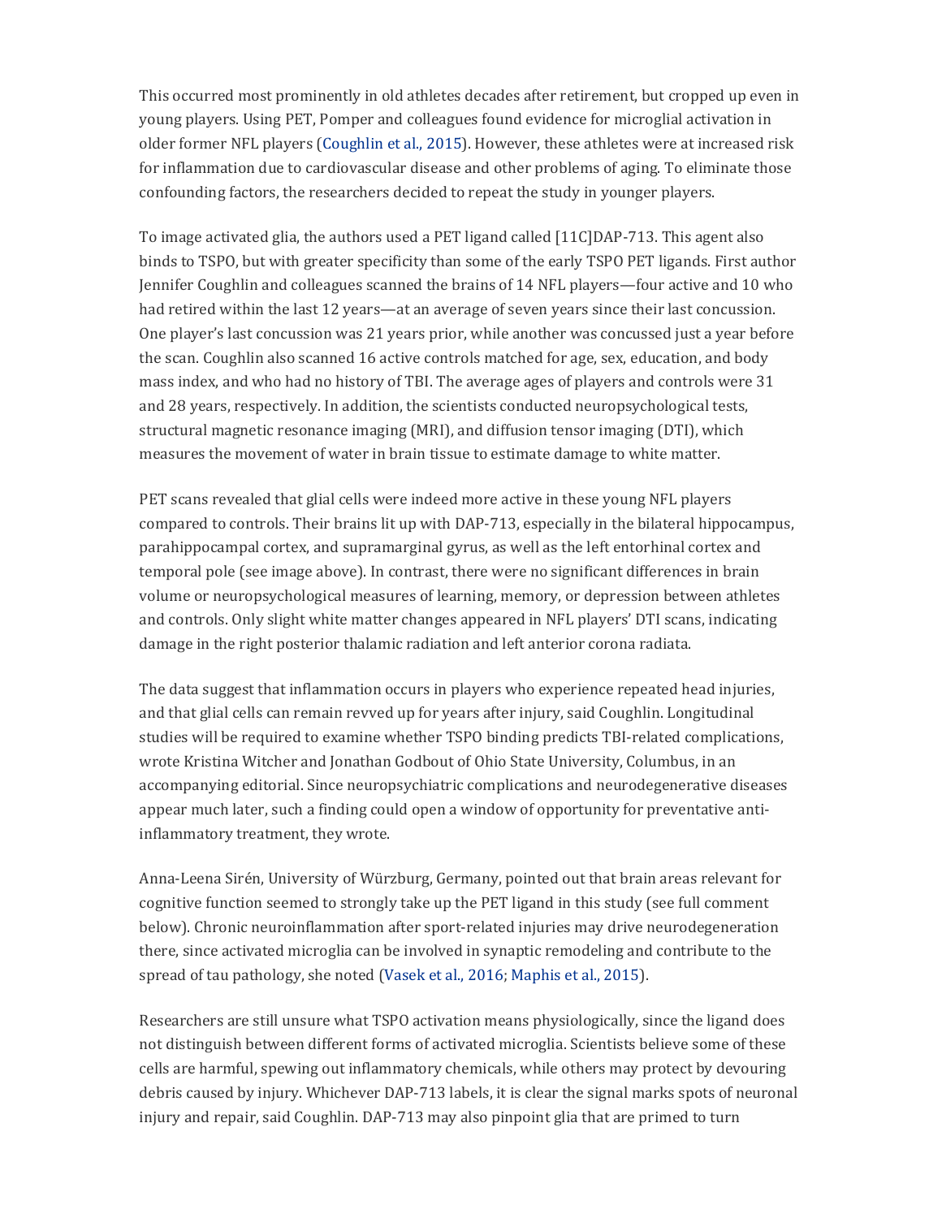This occurred most prominently in old athletes decades after retirement, but cropped up even in young players. Using PET, Pomper and colleagues found evidence for microglial activation in older former NFL players (Coughlin et al., 2015). However, these athletes were at increased risk for inflammation due to cardiovascular disease and other problems of aging. To eliminate those confounding factors, the researchers decided to repeat the study in younger players.

To image activated glia, the authors used a PET ligand called [11C]DAP-713. This agent also binds to TSPO, but with greater specificity than some of the early TSPO PET ligands. First author Jennifer Coughlin and colleagues scanned the brains of 14 NFL players—four active and 10 who had retired within the last 12 years—at an average of seven years since their last concussion. One player's last concussion was 21 years prior, while another was concussed just a year before the scan. Coughlin also scanned 16 active controls matched for age, sex, education, and body mass index, and who had no history of TBI. The average ages of players and controls were 31 and 28 years, respectively. In addition, the scientists conducted neuropsychological tests, structural magnetic resonance imaging (MRI), and diffusion tensor imaging (DTI), which measures the movement of water in brain tissue to estimate damage to white matter.

PET scans revealed that glial cells were indeed more active in these young NFL players compared to controls. Their brains lit up with DAP-713, especially in the bilateral hippocampus, parahippocampal cortex, and supramarginal gyrus, as well as the left entorhinal cortex and temporal pole (see image above). In contrast, there were no significant differences in brain volume or neuropsychological measures of learning, memory, or depression between athletes and controls. Only slight white matter changes appeared in NFL players' DTI scans, indicating damage in the right posterior thalamic radiation and left anterior corona radiata.

The data suggest that inflammation occurs in players who experience repeated head injuries, and that glial cells can remain revved up for years after injury, said Coughlin. Longitudinal studies will be required to examine whether TSPO binding predicts TBI-related complications, wrote Kristina Witcher and Jonathan Godbout of Ohio State University, Columbus, in an accompanying editorial. Since neuropsychiatric complications and neurodegenerative diseases appear much later, such a finding could open a window of opportunity for preventative anti-inflammatory treatment, they wrote.

Anna-Leena Sirén, University of Würzburg, Germany, pointed out that brain areas relevant for cognitive function seemed to strongly take up the PET ligand in this study (see full comment below). Chronic neuroinflammation after sport-related injuries may drive neurodegeneration there, since activated microglia can be involved in synaptic remodeling and contribute to the spread of tau pathology, she noted (Vasek et al., 2016; Maphis et al., 2015).

Researchers are still unsure what TSPO activation means physiologically, since the ligand does not distinguish between different forms of activated microglia. Scientists believe some of these cells are harmful, spewing out inflammatory chemicals, while others may protect by devouring debris caused by injury. Whichever DAP-713 labels, it is clear the signal marks spots of neuronal injury and repair, said Coughlin. DAP-713 may also pinpoint glia that are primed to turn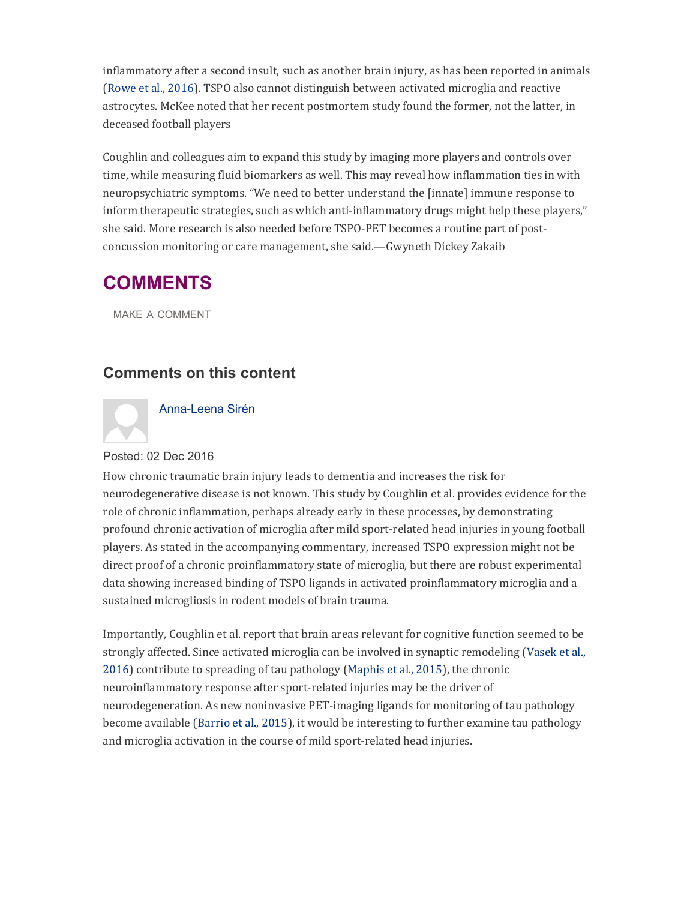inflammatory after a second insult, such as another brain injury, as has been reported in animals (Rowe et al., 2016). TSPO also cannot distinguish between activated microglia and reactive astrocytes. McKee noted that her recent postmortem study found the former, not the latter, in deceased football players

Coughlin and colleagues aim to expand this study by imaging more players and controls over time, while measuring fluid biomarkers as well. This may reveal how inflammation ties in with neuropsychiatric symptoms. "We need to better understand the [innate] immune response to inform therapeutic strategies, such as which anti-inflammatory drugs might help these players," she said. More research is also needed before TSPO-PET becomes a routine part of post-concussion monitoring or care management, she said.—Gwyneth Dickey Zakaib

## COMMENTS

MAKE A COMMENT

### Comments on this content

Anna-Leena Sirén

Posted: 02 Dec 2016

How chronic traumatic brain injury leads to dementia and increases the risk for neurodegenerative disease is not known. This study by Coughlin et al. provides evidence for the role of chronic inflammation, perhaps already early in these processes, by demonstrating profound chronic activation of microglia after mild sport-related head injuries in young football players. As stated in the accompanying commentary, increased TSPO expression might not be direct proof of a chronic proinflammatory state of microglia, but there are robust experimental data showing increased binding of TSPO ligands in activated proinflammatory microglia and a sustained microgliosis in rodent models of brain trauma.

Importantly, Coughlin et al. report that brain areas relevant for cognitive function seemed to be strongly affected. Since activated microglia can be involved in synaptic remodeling (Vasek et al., 2016) contribute to spreading of tau pathology (Maphis et al., 2015), the chronic neuroinflammatory response after sport-related injuries may be the driver of neurodegeneration. As new noninvasive PET-imaging ligands for monitoring of tau pathology become available (Barrio et al., 2015), it would be interesting to further examine tau pathology and microglia activation in the course of mild sport-related head injuries.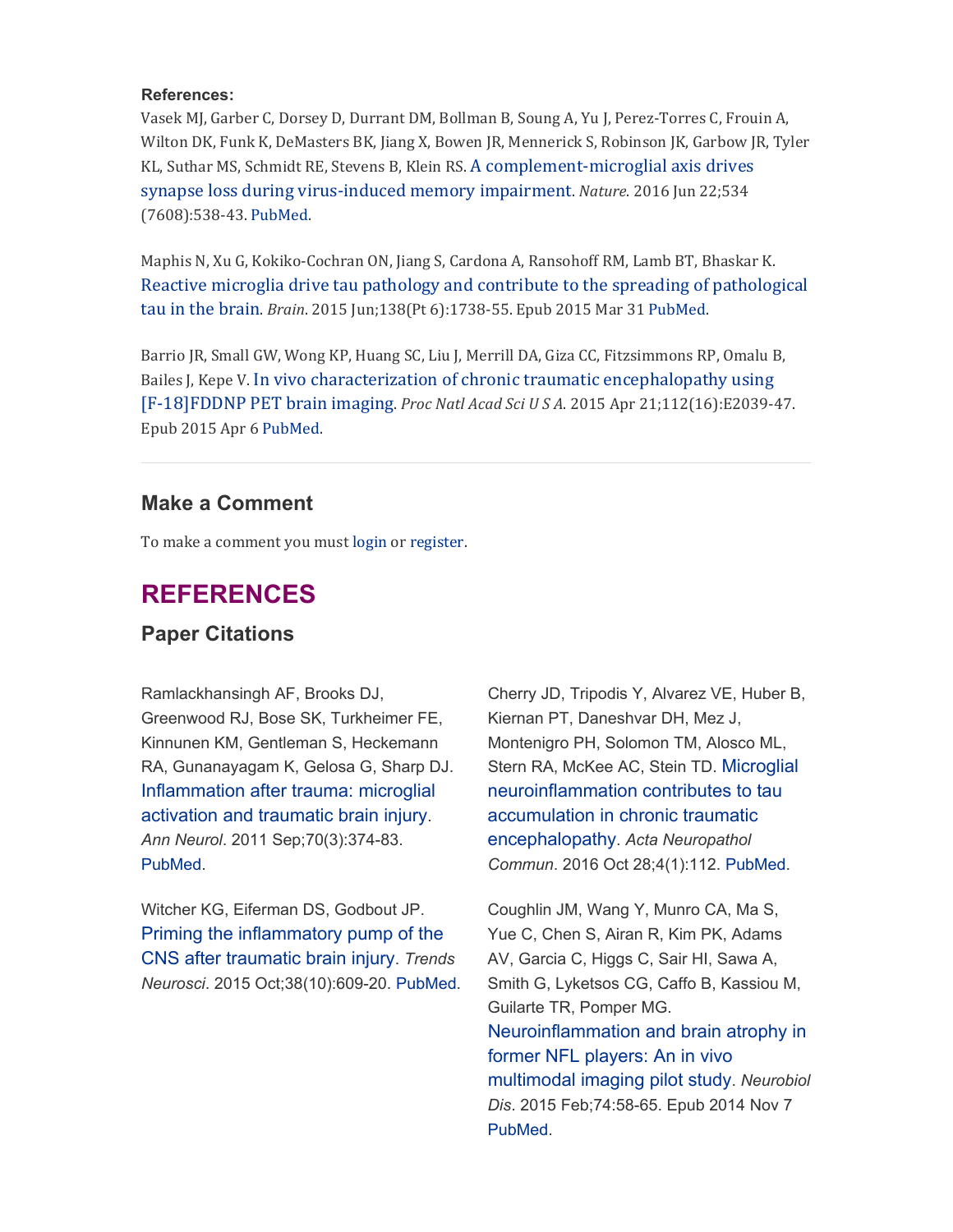**References:**

Vasek MJ, Garber C, Dorsey D, Durrant DM, Bollman B, Soung A, Yu J, Perez-Torres C, Frouin A, Wilton DK, Funk K, DeMasters BK, Jiang X, Bowen JR, Mennerick S, Robinson JK, Garbow JR, Tyler KL, Suthar MS, Schmidt RE, Stevens B, Klein RS. A complement-microglial axis drives synapse loss during virus-induced memory impairment. *Nature*. 2016 Jun 22;534 (7608):538-43. PubMed.

Maphis N, Xu G, Kokiko-Cochran ON, Jiang S, Cardona A, Ransohoff RM, Lamb BT, Bhaskar K. Reactive microglia drive tau pathology and contribute to the spreading of pathological tau in the brain. *Brain*. 2015 Jun;138(Pt 6):1738-55. Epub 2015 Mar 31 PubMed.

Barrio JR, Small GW, Wong KP, Huang SC, Liu J, Merrill DA, Giza CC, Fitzsimmons RP, Omalu B, Bailes J, Kepe V. In vivo characterization of chronic traumatic encephalopathy using [F-18]FDDNP PET brain imaging. *Proc Natl Acad Sci U S A*. 2015 Apr 21;112(16):E2039-47. Epub 2015 Apr 6 PubMed.

---

### Make a Comment

To make a comment you must login or register.

## REFERENCES

### Paper Citations

Ramlackhansingh AF, Brooks DJ, Greenwood RJ, Bose SK, Turkheimer FE, Kinnunen KM, Gentleman S, Heckemann RA, Gunanayagam K, Gelosa G, Sharp DJ. Inflammation after trauma: microglial activation and traumatic brain injury. *Ann Neurol*. 2011 Sep;70(3):374-83. PubMed.

Witcher KG, Eiferman DS, Godbout JP. Priming the inflammatory pump of the CNS after traumatic brain injury. *Trends Neurosci*. 2015 Oct;38(10):609-20. PubMed.

Cherry JD, Tripodis Y, Alvarez VE, Huber B, Kiernan PT, Daneshvar DH, Mez J, Montenigro PH, Solomon TM, Alosco ML, Stern RA, McKee AC, Stein TD. Microglial neuroinflammation contributes to tau accumulation in chronic traumatic encephalopathy. *Acta Neuropathol Commun*. 2016 Oct 28;4(1):112. PubMed.

Coughlin JM, Wang Y, Munro CA, Ma S, Yue C, Chen S, Airan R, Kim PK, Adams AV, Garcia C, Higgs C, Sair HI, Sawa A, Smith G, Lyketsos CG, Caffo B, Kassiou M, Guilarte TR, Pomper MG. Neuroinflammation and brain atrophy in former NFL players: An in vivo multimodal imaging pilot study. *Neurobiol Dis*. 2015 Feb;74:58-65. Epub 2014 Nov 7 PubMed.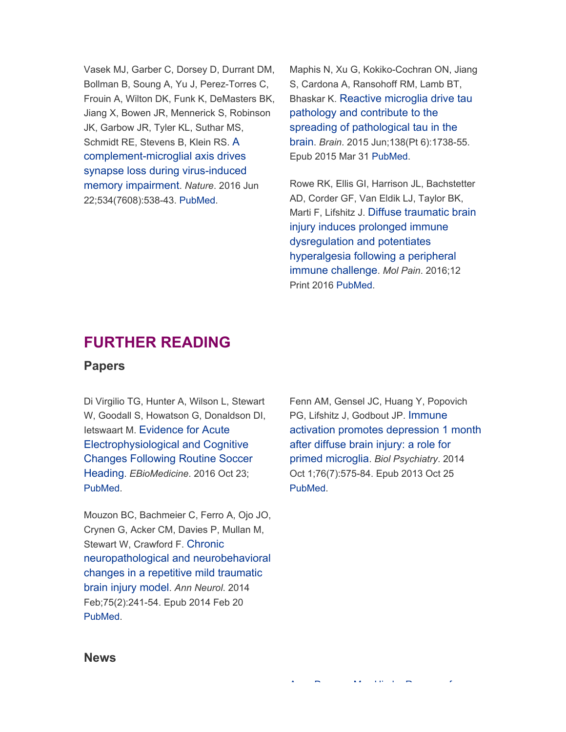Vasek MJ, Garber C, Dorsey D, Durrant DM, Bollman B, Soung A, Yu J, Perez-Torres C, Frouin A, Wilton DK, Funk K, DeMasters BK, Jiang X, Bowen JR, Mennerick S, Robinson JK, Garbow JR, Tyler KL, Suthar MS, Schmidt RE, Stevens B, Klein RS. A complement-microglial axis drives synapse loss during virus-induced memory impairment. *Nature*. 2016 Jun 22;534(7608):538-43. PubMed.

Maphis N, Xu G, Kokiko-Cochran ON, Jiang S, Cardona A, Ransohoff RM, Lamb BT, Bhaskar K. Reactive microglia drive tau pathology and contribute to the spreading of pathological tau in the brain. *Brain*. 2015 Jun;138(Pt 6):1738-55. Epub 2015 Mar 31 PubMed.

Rowe RK, Ellis GI, Harrison JL, Bachstetter AD, Corder GF, Van Eldik LJ, Taylor BK, Marti F, Lifshitz J. Diffuse traumatic brain injury induces prolonged immune dysregulation and potentiates hyperalgesia following a peripheral immune challenge. *Mol Pain*. 2016;12 Print 2016 PubMed.

## FURTHER READING

### Papers

Di Virgilio TG, Hunter A, Wilson L, Stewart W, Goodall S, Howatson G, Donaldson DI, Ietswaart M. Evidence for Acute Electrophysiological and Cognitive Changes Following Routine Soccer Heading. *EBioMedicine*. 2016 Oct 23; PubMed.

Mouzon BC, Bachmeier C, Ferro A, Ojo JO, Crynen G, Acker CM, Davies P, Mullan M, Stewart W, Crawford F. Chronic neuropathological and neurobehavioral changes in a repetitive mild traumatic brain injury model. *Ann Neurol*. 2014 Feb;75(2):241-54. Epub 2014 Feb 20 PubMed.

Fenn AM, Gensel JC, Huang Y, Popovich PG, Lifshitz J, Godbout JP. Immune activation promotes depression 1 month after diffuse brain injury: a role for primed microglia. *Biol Psychiatry*. 2014 Oct 1;76(7):575-84. Epub 2013 Oct 25 PubMed.

### News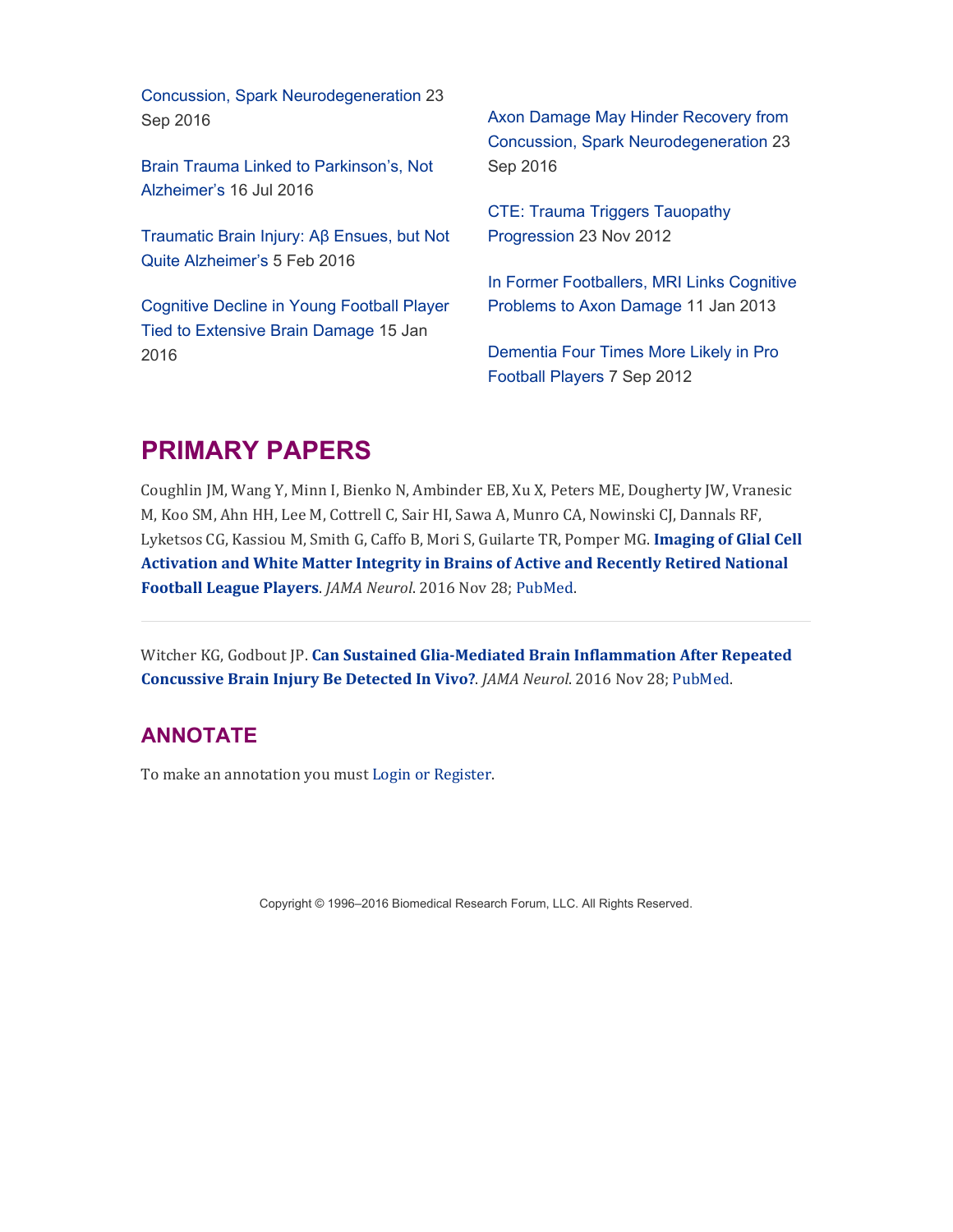Concussion, Spark Neurodegeneration 23 Sep 2016

Brain Trauma Linked to Parkinson's, Not Alzheimer's 16 Jul 2016

Traumatic Brain Injury: Aβ Ensues, but Not Quite Alzheimer's 5 Feb 2016

Cognitive Decline in Young Football Player Tied to Extensive Brain Damage 15 Jan 2016

Axon Damage May Hinder Recovery from Concussion, Spark Neurodegeneration 23 Sep 2016

CTE: Trauma Triggers Tauopathy Progression 23 Nov 2012

In Former Footballers, MRI Links Cognitive Problems to Axon Damage 11 Jan 2013

Dementia Four Times More Likely in Pro Football Players 7 Sep 2012

## PRIMARY PAPERS

Coughlin JM, Wang Y, Minn I, Bienko N, Ambinder EB, Xu X, Peters ME, Dougherty JW, Vranesic M, Koo SM, Ahn HH, Lee M, Cottrell C, Sair HI, Sawa A, Munro CA, Nowinski CJ, Dannals RF, Lyketsos CG, Kassiou M, Smith G, Caffo B, Mori S, Guilarte TR, Pomper MG. **Imaging of Glial Cell Activation and White Matter Integrity in Brains of Active and Recently Retired National Football League Players**. *JAMA Neurol*. 2016 Nov 28; PubMed.

---

Witcher KG, Godbout JP. **Can Sustained Glia-Mediated Brain Inflammation After Repeated Concussive Brain Injury Be Detected In Vivo?**. *JAMA Neurol*. 2016 Nov 28; PubMed.

## ANNOTATE

To make an annotation you must Login or Register.

Copyright © 1996–2016 Biomedical Research Forum, LLC. All Rights Reserved.